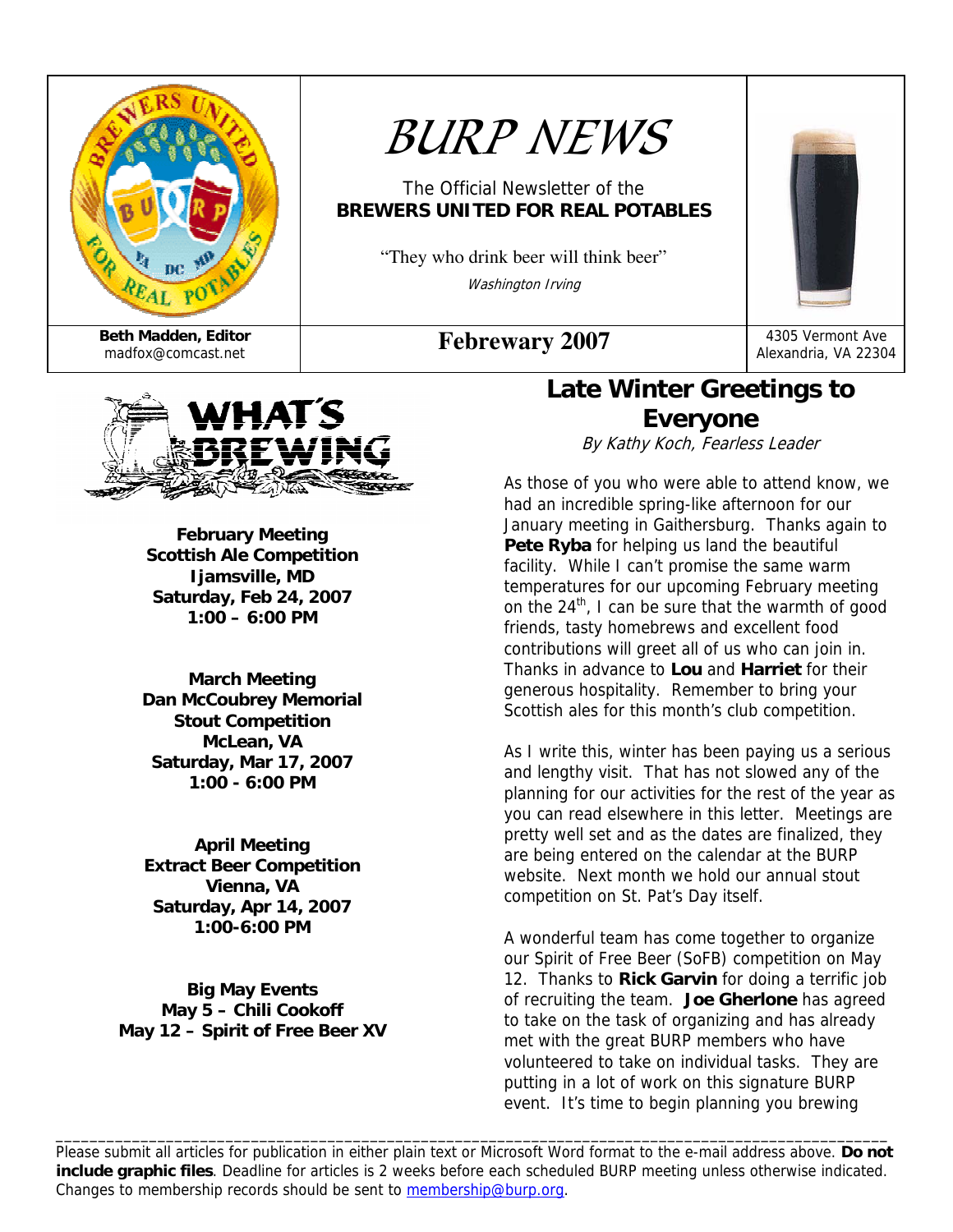# BURP NEWS

The Official Newsletter of the
**BREWERS UNITED FOR REAL POTABLES**

"They who drink beer will think beer"
*Washington Irving*

**Beth Madden, Editor**
madfox@comcast.net

**Febreware 2007**

4305 Vermont Ave
Alexandria, VA 22304

## WHAT'S BREWING

**February Meeting**
**Scottish Ale Competition**
**Ijamsville, MD**
**Saturday, Feb 24, 2007**
**1:00 – 6:00 PM**

**March Meeting**
**Dan McCoubrey Memorial**
**Stout Competition**
**McLean, VA**
**Saturday, Mar 17, 2007**
**1:00 - 6:00 PM**

**April Meeting**
**Extract Beer Competition**
**Vienna, VA**
**Saturday, Apr 14, 2007**
**1:00-6:00 PM**

**Big May Events**
**May 5 – Chili Cookoff**
**May 12 – Spirit of Free Beer XV**

## Late Winter Greetings to Everyone

*By Kathy Koch, Fearless Leader*

As those of you who were able to attend know, we had an incredible spring-like afternoon for our January meeting in Gaithersburg. Thanks again to **Pete Ryba** for helping us land the beautiful facility. While I can't promise the same warm temperatures for our upcoming February meeting on the 24th, I can be sure that the warmth of good friends, tasty homebrews and excellent food contributions will greet all of us who can join in. Thanks in advance to **Lou** and **Harriet** for their generous hospitality. Remember to bring your Scottish ales for this month's club competition.

As I write this, winter has been paying us a serious and lengthy visit. That has not slowed any of the planning for our activities for the rest of the year as you can read elsewhere in this letter. Meetings are pretty well set and as the dates are finalized, they are being entered on the calendar at the BURP website. Next month we hold our annual stout competition on St. Pat's Day itself.

A wonderful team has come together to organize our Spirit of Free Beer (SoFB) competition on May 12. Thanks to **Rick Garvin** for doing a terrific job of recruiting the team. **Joe Gherlone** has agreed to take on the task of organizing and has already met with the great BURP members who have volunteered to take on individual tasks. They are putting in a lot of work on this signature BURP event. It's time to begin planning you brewing

---

Please submit all articles for publication in either plain text or Microsoft Word format to the e-mail address above. **Do not include graphic files**. Deadline for articles is 2 weeks before each scheduled BURP meeting unless otherwise indicated. Changes to membership records should be sent to membership@burp.org.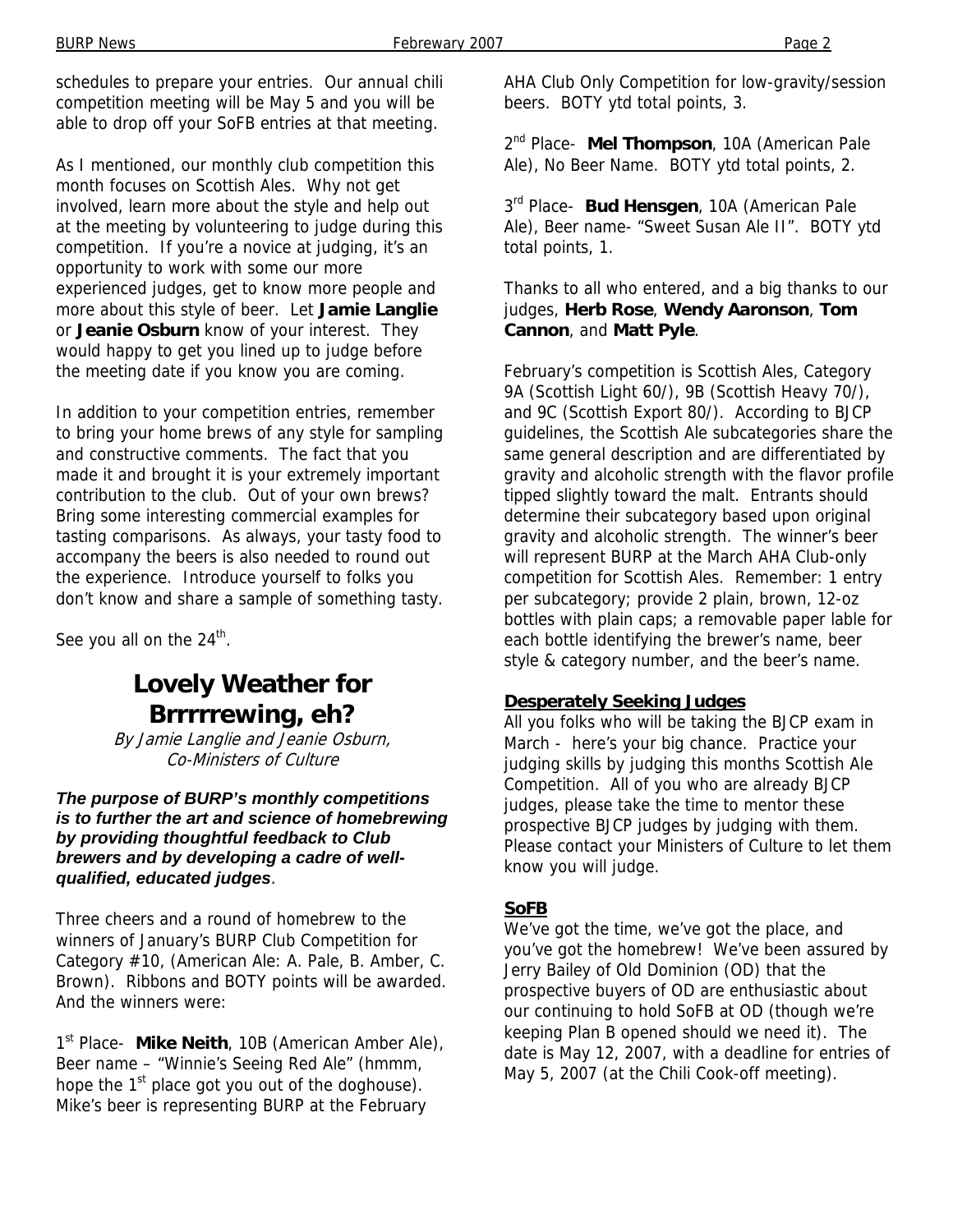schedules to prepare your entries. Our annual chili competition meeting will be May 5 and you will be able to drop off your SoFB entries at that meeting.

As I mentioned, our monthly club competition this month focuses on Scottish Ales. Why not get involved, learn more about the style and help out at the meeting by volunteering to judge during this competition. If you're a novice at judging, it's an opportunity to work with some our more experienced judges, get to know more people and more about this style of beer. Let **Jamie Langlie** or **Jeanie Osburn** know of your interest. They would happy to get you lined up to judge before the meeting date if you know you are coming.

In addition to your competition entries, remember to bring your home brews of any style for sampling and constructive comments. The fact that you made it and brought it is your extremely important contribution to the club. Out of your own brews? Bring some interesting commercial examples for tasting comparisons. As always, your tasty food to accompany the beers is also needed to round out the experience. Introduce yourself to folks you don't know and share a sample of something tasty.

See you all on the 24th.

## Lovely Weather for Brrrrrewing, eh?

*By Jamie Langlie and Jeanie Osburn, Co-Ministers of Culture*

***The purpose of BURP's monthly competitions is to further the art and science of homebrewing by providing thoughtful feedback to Club brewers and by developing a cadre of well-qualified, educated judges***.

Three cheers and a round of homebrew to the winners of January's BURP Club Competition for Category #10, (American Ale: A. Pale, B. Amber, C. Brown). Ribbons and BOTY points will be awarded. And the winners were:

1st Place- **Mike Neith**, 10B (American Amber Ale), Beer name – "Winnie's Seeing Red Ale" (hmmm, hope the 1st place got you out of the doghouse). Mike's beer is representing BURP at the February AHA Club Only Competition for low-gravity/session beers. BOTY ytd total points, 3.

2nd Place- **Mel Thompson**, 10A (American Pale Ale), No Beer Name. BOTY ytd total points, 2.

3rd Place- **Bud Hensgen**, 10A (American Pale Ale), Beer name- "Sweet Susan Ale II". BOTY ytd total points, 1.

Thanks to all who entered, and a big thanks to our judges, **Herb Rose**, **Wendy Aaronson**, **Tom Cannon**, and **Matt Pyle**.

February's competition is Scottish Ales, Category 9A (Scottish Light 60/), 9B (Scottish Heavy 70/), and 9C (Scottish Export 80/). According to BJCP guidelines, the Scottish Ale subcategories share the same general description and are differentiated by gravity and alcoholic strength with the flavor profile tipped slightly toward the malt. Entrants should determine their subcategory based upon original gravity and alcoholic strength. The winner's beer will represent BURP at the March AHA Club-only competition for Scottish Ales. Remember: 1 entry per subcategory; provide 2 plain, brown, 12-oz bottles with plain caps; a removable paper lable for each bottle identifying the brewer's name, beer style & category number, and the beer's name.

### Desperately Seeking Judges

All you folks who will be taking the BJCP exam in March - here's your big chance. Practice your judging skills by judging this months Scottish Ale Competition. All of you who are already BJCP judges, please take the time to mentor these prospective BJCP judges by judging with them. Please contact your Ministers of Culture to let them know you will judge.

### SoFB

We've got the time, we've got the place, and you've got the homebrew! We've been assured by Jerry Bailey of Old Dominion (OD) that the prospective buyers of OD are enthusiastic about our continuing to hold SoFB at OD (though we're keeping Plan B opened should we need it). The date is May 12, 2007, with a deadline for entries of May 5, 2007 (at the Chili Cook-off meeting).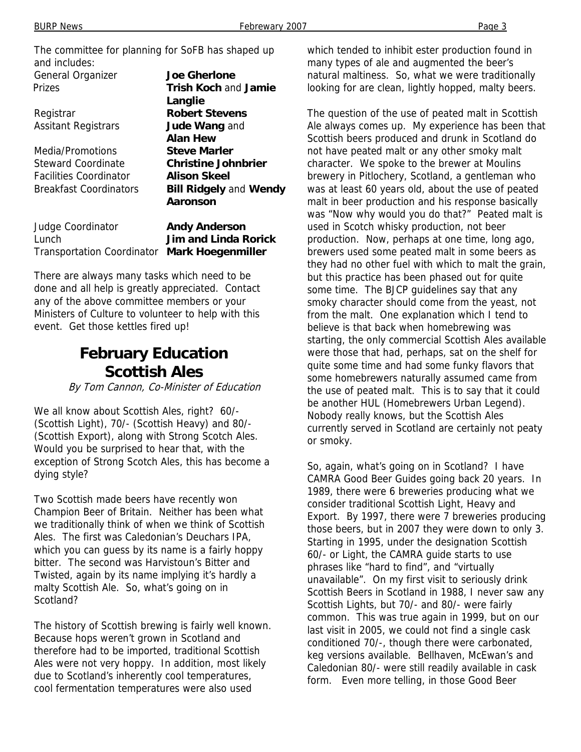The committee for planning for SoFB has shaped up and includes:

| | |
|---|---|
| General Organizer | **Joe Gherlone** |
| Prizes | **Trish Koch** and **Jamie Langlie** |
| Registrar | **Robert Stevens** |
| Assitant Registrars | **Jude Wang** and **Alan Hew** |
| Media/Promotions | **Steve Marler** |
| Steward Coordinate | **Christine Johnbrier** |
| Facilities Coordinator | **Alison Skeel** |
| Breakfast Coordinators | **Bill Ridgely** and **Wendy Aaronson** |
| Judge Coordinator | **Andy Anderson** |
| Lunch | **Jim and Linda Rorick** |
| Transportation Coordinator | **Mark Hoegenmiller** |

There are always many tasks which need to be done and all help is greatly appreciated. Contact any of the above committee members or your Ministers of Culture to volunteer to help with this event. Get those kettles fired up!

## February Education Scottish Ales

*By Tom Cannon, Co-Minister of Education*

We all know about Scottish Ales, right? 60/- (Scottish Light), 70/- (Scottish Heavy) and 80/- (Scottish Export), along with Strong Scotch Ales. Would you be surprised to hear that, with the exception of Strong Scotch Ales, this has become a dying style?

Two Scottish made beers have recently won Champion Beer of Britain. Neither has been what we traditionally think of when we think of Scottish Ales. The first was Caledonian's Deuchars IPA, which you can guess by its name is a fairly hoppy bitter. The second was Harvistoun's Bitter and Twisted, again by its name implying it's hardly a malty Scottish Ale. So, what's going on in Scotland?

The history of Scottish brewing is fairly well known. Because hops weren't grown in Scotland and therefore had to be imported, traditional Scottish Ales were not very hoppy. In addition, most likely due to Scotland's inherently cool temperatures, cool fermentation temperatures were also used which tended to inhibit ester production found in many types of ale and augmented the beer's natural maltiness. So, what we were traditionally looking for are clean, lightly hopped, malty beers.

The question of the use of peated malt in Scottish Ale always comes up. My experience has been that Scottish beers produced and drunk in Scotland do not have peated malt or any other smoky malt character. We spoke to the brewer at Moulins brewery in Pitlochery, Scotland, a gentleman who was at least 60 years old, about the use of peated malt in beer production and his response basically was "Now why would you do that?" Peated malt is used in Scotch whisky production, not beer production. Now, perhaps at one time, long ago, brewers used some peated malt in some beers as they had no other fuel with which to malt the grain, but this practice has been phased out for quite some time. The BJCP guidelines say that any smoky character should come from the yeast, not from the malt. One explanation which I tend to believe is that back when homebrewing was starting, the only commercial Scottish Ales available were those that had, perhaps, sat on the shelf for quite some time and had some funky flavors that some homebrewers naturally assumed came from the use of peated malt. This is to say that it could be another HUL (Homebrewers Urban Legend). Nobody really knows, but the Scottish Ales currently served in Scotland are certainly not peaty or smoky.

So, again, what's going on in Scotland? I have CAMRA Good Beer Guides going back 20 years. In 1989, there were 6 breweries producing what we consider traditional Scottish Light, Heavy and Export. By 1997, there were 7 breweries producing those beers, but in 2007 they were down to only 3. Starting in 1995, under the designation Scottish 60/- or Light, the CAMRA guide starts to use phrases like "hard to find", and "virtually unavailable". On my first visit to seriously drink Scottish Beers in Scotland in 1988, I never saw any Scottish Lights, but 70/- and 80/- were fairly common. This was true again in 1999, but on our last visit in 2005, we could not find a single cask conditioned 70/-, though there were carbonated, keg versions available. Bellhaven, McEwan's and Caledonian 80/- were still readily available in cask form. Even more telling, in those Good Beer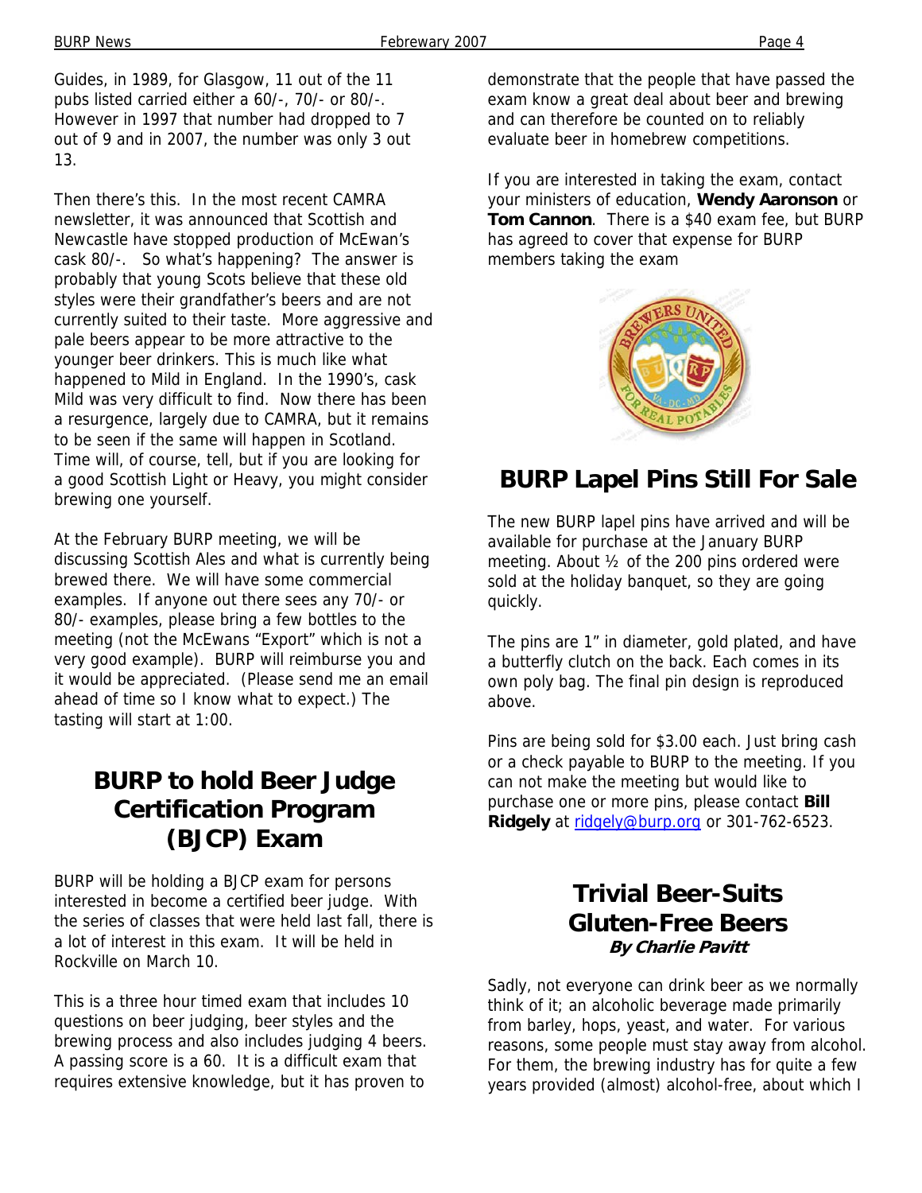Guides, in 1989, for Glasgow, 11 out of the 11 pubs listed carried either a 60/-, 70/- or 80/-. However in 1997 that number had dropped to 7 out of 9 and in 2007, the number was only 3 out 13.

Then there's this. In the most recent CAMRA newsletter, it was announced that Scottish and Newcastle have stopped production of McEwan's cask 80/-. So what's happening? The answer is probably that young Scots believe that these old styles were their grandfather's beers and are not currently suited to their taste. More aggressive and pale beers appear to be more attractive to the younger beer drinkers. This is much like what happened to Mild in England. In the 1990's, cask Mild was very difficult to find. Now there has been a resurgence, largely due to CAMRA, but it remains to be seen if the same will happen in Scotland. Time will, of course, tell, but if you are looking for a good Scottish Light or Heavy, you might consider brewing one yourself.

At the February BURP meeting, we will be discussing Scottish Ales and what is currently being brewed there. We will have some commercial examples. If anyone out there sees any 70/- or 80/- examples, please bring a few bottles to the meeting (not the McEwans "Export" which is not a very good example). BURP will reimburse you and it would be appreciated. (Please send me an email ahead of time so I know what to expect.) The tasting will start at 1:00.

## BURP to hold Beer Judge Certification Program (BJCP) Exam

BURP will be holding a BJCP exam for persons interested in become a certified beer judge. With the series of classes that were held last fall, there is a lot of interest in this exam. It will be held in Rockville on March 10.

This is a three hour timed exam that includes 10 questions on beer judging, beer styles and the brewing process and also includes judging 4 beers. A passing score is a 60. It is a difficult exam that requires extensive knowledge, but it has proven to demonstrate that the people that have passed the exam know a great deal about beer and brewing and can therefore be counted on to reliably evaluate beer in homebrew competitions.

If you are interested in taking the exam, contact your ministers of education, **Wendy Aaronson** or **Tom Cannon**. There is a $40 exam fee, but BURP has agreed to cover that expense for BURP members taking the exam

## BURP Lapel Pins Still For Sale

The new BURP lapel pins have arrived and will be available for purchase at the January BURP meeting. About ½ of the 200 pins ordered were sold at the holiday banquet, so they are going quickly.

The pins are 1" in diameter, gold plated, and have a butterfly clutch on the back. Each comes in its own poly bag. The final pin design is reproduced above.

Pins are being sold for $3.00 each. Just bring cash or a check payable to BURP to the meeting. If you can not make the meeting but would like to purchase one or more pins, please contact **Bill Ridgely** at ridgely@burp.org or 301-762-6523.

## Trivial Beer-Suits Gluten-Free Beers

***By Charlie Pavitt***

Sadly, not everyone can drink beer as we normally think of it; an alcoholic beverage made primarily from barley, hops, yeast, and water. For various reasons, some people must stay away from alcohol. For them, the brewing industry has for quite a few years provided (almost) alcohol-free, about which I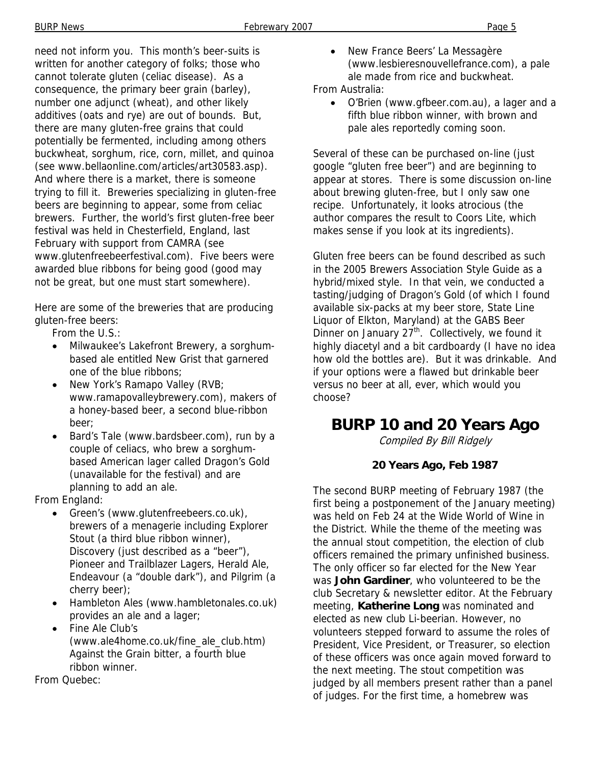need not inform you. This month's beer-suits is written for another category of folks; those who cannot tolerate gluten (celiac disease). As a consequence, the primary beer grain (barley), number one adjunct (wheat), and other likely additives (oats and rye) are out of bounds. But, there are many gluten-free grains that could potentially be fermented, including among others buckwheat, sorghum, rice, corn, millet, and quinoa (see www.bellaonline.com/articles/art30583.asp). And where there is a market, there is someone trying to fill it. Breweries specializing in gluten-free beers are beginning to appear, some from celiac brewers. Further, the world's first gluten-free beer festival was held in Chesterfield, England, last February with support from CAMRA (see www.glutenfreebeerfestival.com). Five beers were awarded blue ribbons for being good (good may not be great, but one must start somewhere).

Here are some of the breweries that are producing gluten-free beers:

From the U.S.:

- Milwaukee's Lakefront Brewery, a sorghum-based ale entitled New Grist that garnered one of the blue ribbons;
- New York's Ramapo Valley (RVB; www.ramapovalleybrewery.com), makers of a honey-based beer, a second blue-ribbon beer;
- Bard's Tale (www.bardsbeer.com), run by a couple of celiacs, who brew a sorghum-based American lager called Dragon's Gold (unavailable for the festival) and are planning to add an ale.

From England:

- Green's (www.glutenfreebeers.co.uk), brewers of a menagerie including Explorer Stout (a third blue ribbon winner), Discovery (just described as a "beer"), Pioneer and Trailblazer Lagers, Herald Ale, Endeavour (a "double dark"), and Pilgrim (a cherry beer);
- Hambleton Ales (www.hambletonales.co.uk) provides an ale and a lager;
- Fine Ale Club's (www.ale4home.co.uk/fine_ale_club.htm) Against the Grain bitter, a fourth blue ribbon winner.

From Quebec:

- New France Beers' La Messagère (www.lesbieresnouvellefrance.com), a pale ale made from rice and buckwheat.

From Australia:

- O'Brien (www.gfbeer.com.au), a lager and a fifth blue ribbon winner, with brown and pale ales reportedly coming soon.

Several of these can be purchased on-line (just google "gluten free beer") and are beginning to appear at stores. There is some discussion on-line about brewing gluten-free, but I only saw one recipe. Unfortunately, it looks atrocious (the author compares the result to Coors Lite, which makes sense if you look at its ingredients).

Gluten free beers can be found described as such in the 2005 Brewers Association Style Guide as a hybrid/mixed style. In that vein, we conducted a tasting/judging of Dragon's Gold (of which I found available six-packs at my beer store, State Line Liquor of Elkton, Maryland) at the GABS Beer Dinner on January 27th. Collectively, we found it highly diacetyl and a bit cardboardy (I have no idea how old the bottles are). But it was drinkable. And if your options were a flawed but drinkable beer versus no beer at all, ever, which would you choose?

# BURP 10 and 20 Years Ago

*Compiled By Bill Ridgely*

### 20 Years Ago, Feb 1987

The second BURP meeting of February 1987 (the first being a postponement of the January meeting) was held on Feb 24 at the Wide World of Wine in the District. While the theme of the meeting was the annual stout competition, the election of club officers remained the primary unfinished business. The only officer so far elected for the New Year was **John Gardiner**, who volunteered to be the club Secretary & newsletter editor. At the February meeting, **Katherine Long** was nominated and elected as new club Li-beerian. However, no volunteers stepped forward to assume the roles of President, Vice President, or Treasurer, so election of these officers was once again moved forward to the next meeting. The stout competition was judged by all members present rather than a panel of judges. For the first time, a homebrew was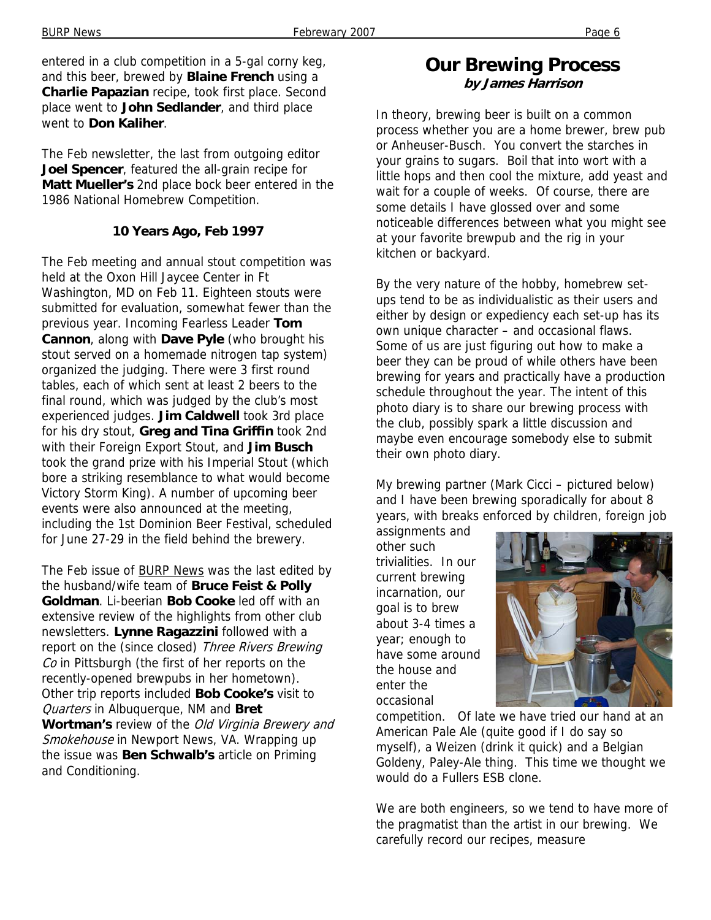entered in a club competition in a 5-gal corny keg, and this beer, brewed by **Blaine French** using a **Charlie Papazian** recipe, took first place. Second place went to **John Sedlander**, and third place went to **Don Kaliher**.

The Feb newsletter, the last from outgoing editor **Joel Spencer**, featured the all-grain recipe for **Matt Mueller's** 2nd place bock beer entered in the 1986 National Homebrew Competition.

### 10 Years Ago, Feb 1997

The Feb meeting and annual stout competition was held at the Oxon Hill Jaycee Center in Ft Washington, MD on Feb 11. Eighteen stouts were submitted for evaluation, somewhat fewer than the previous year. Incoming Fearless Leader **Tom Cannon**, along with **Dave Pyle** (who brought his stout served on a homemade nitrogen tap system) organized the judging. There were 3 first round tables, each of which sent at least 2 beers to the final round, which was judged by the club's most experienced judges. **Jim Caldwell** took 3rd place for his dry stout, **Greg and Tina Griffin** took 2nd with their Foreign Export Stout, and **Jim Busch** took the grand prize with his Imperial Stout (which bore a striking resemblance to what would become Victory Storm King). A number of upcoming beer events were also announced at the meeting, including the 1st Dominion Beer Festival, scheduled for June 27-29 in the field behind the brewery.

The Feb issue of BURP News was the last edited by the husband/wife team of **Bruce Feist & Polly Goldman**. Li-beerian **Bob Cooke** led off with an extensive review of the highlights from other club newsletters. **Lynne Ragazzini** followed with a report on the (since closed) *Three Rivers Brewing Co* in Pittsburgh (the first of her reports on the recently-opened brewpubs in her hometown). Other trip reports included **Bob Cooke's** visit to *Quarters* in Albuquerque, NM and **Bret Wortman's** review of the *Old Virginia Brewery and Smokehouse* in Newport News, VA. Wrapping up the issue was **Ben Schwalb's** article on Priming and Conditioning.

## Our Brewing Process

**by James Harrison**

In theory, brewing beer is built on a common process whether you are a home brewer, brew pub or Anheuser-Busch. You convert the starches in your grains to sugars. Boil that into wort with a little hops and then cool the mixture, add yeast and wait for a couple of weeks. Of course, there are some details I have glossed over and some noticeable differences between what you might see at your favorite brewpub and the rig in your kitchen or backyard.

By the very nature of the hobby, homebrew set-ups tend to be as individualistic as their users and either by design or expediency each set-up has its own unique character – and occasional flaws. Some of us are just figuring out how to make a beer they can be proud of while others have been brewing for years and practically have a production schedule throughout the year. The intent of this photo diary is to share our brewing process with the club, possibly spark a little discussion and maybe even encourage somebody else to submit their own photo diary.

My brewing partner (Mark Cicci – pictured below) and I have been brewing sporadically for about 8 years, with breaks enforced by children, foreign job assignments and other such trivialities. In our current brewing incarnation, our goal is to brew about 3-4 times a year; enough to have some around the house and enter the occasional competition. Of late we have tried our hand at an American Pale Ale (quite good if I do say so myself), a Weizen (drink it quick) and a Belgian Goldeny, Paley-Ale thing. This time we thought we would do a Fullers ESB clone.

We are both engineers, so we tend to have more of the pragmatist than the artist in our brewing. We carefully record our recipes, measure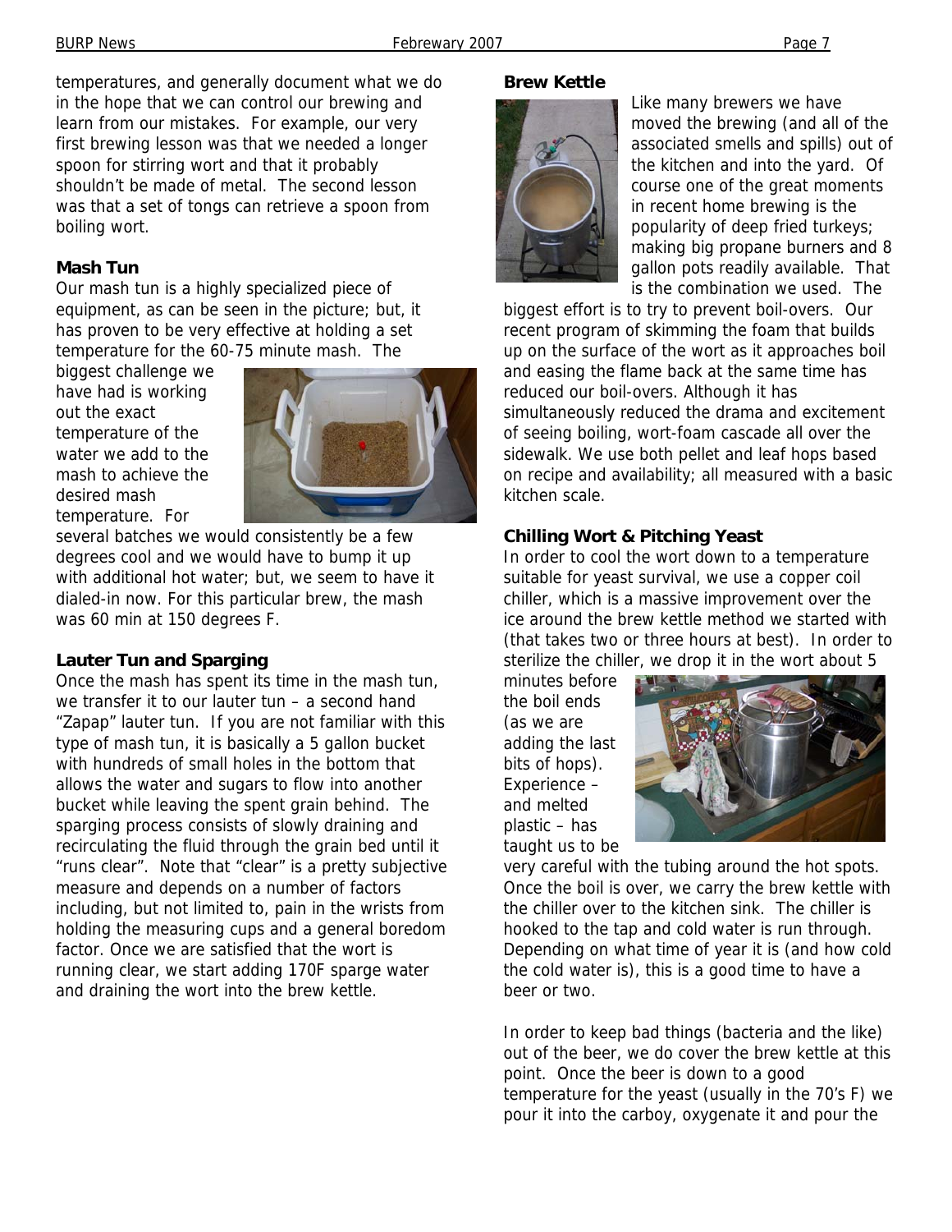temperatures, and generally document what we do in the hope that we can control our brewing and learn from our mistakes. For example, our very first brewing lesson was that we needed a longer spoon for stirring wort and that it probably shouldn't be made of metal. The second lesson was that a set of tongs can retrieve a spoon from boiling wort.

**Mash Tun**

Our mash tun is a highly specialized piece of equipment, as can be seen in the picture; but, it has proven to be very effective at holding a set temperature for the 60-75 minute mash. The biggest challenge we have had is working out the exact temperature of the water we add to the mash to achieve the desired mash temperature. For several batches we would consistently be a few degrees cool and we would have to bump it up with additional hot water; but, we seem to have it dialed-in now. For this particular brew, the mash was 60 min at 150 degrees F.

**Lauter Tun and Sparging**

Once the mash has spent its time in the mash tun, we transfer it to our lauter tun – a second hand "Zapap" lauter tun. If you are not familiar with this type of mash tun, it is basically a 5 gallon bucket with hundreds of small holes in the bottom that allows the water and sugars to flow into another bucket while leaving the spent grain behind. The sparging process consists of slowly draining and recirculating the fluid through the grain bed until it "runs clear". Note that "clear" is a pretty subjective measure and depends on a number of factors including, but not limited to, pain in the wrists from holding the measuring cups and a general boredom factor. Once we are satisfied that the wort is running clear, we start adding 170F sparge water and draining the wort into the brew kettle.

**Brew Kettle**

Like many brewers we have moved the brewing (and all of the associated smells and spills) out of the kitchen and into the yard. Of course one of the great moments in recent home brewing is the popularity of deep fried turkeys; making big propane burners and 8 gallon pots readily available. That is the combination we used. The biggest effort is to try to prevent boil-overs. Our recent program of skimming the foam that builds up on the surface of the wort as it approaches boil and easing the flame back at the same time has reduced our boil-overs. Although it has simultaneously reduced the drama and excitement of seeing boiling, wort-foam cascade all over the sidewalk. We use both pellet and leaf hops based on recipe and availability; all measured with a basic kitchen scale.

**Chilling Wort & Pitching Yeast**

In order to cool the wort down to a temperature suitable for yeast survival, we use a copper coil chiller, which is a massive improvement over the ice around the brew kettle method we started with (that takes two or three hours at best). In order to sterilize the chiller, we drop it in the wort about 5 minutes before the boil ends (as we are adding the last bits of hops). Experience – and melted plastic – has taught us to be very careful with the tubing around the hot spots. Once the boil is over, we carry the brew kettle with the chiller over to the kitchen sink. The chiller is hooked to the tap and cold water is run through. Depending on what time of year it is (and how cold the cold water is), this is a good time to have a beer or two.

In order to keep bad things (bacteria and the like) out of the beer, we do cover the brew kettle at this point. Once the beer is down to a good temperature for the yeast (usually in the 70's F) we pour it into the carboy, oxygenate it and pour the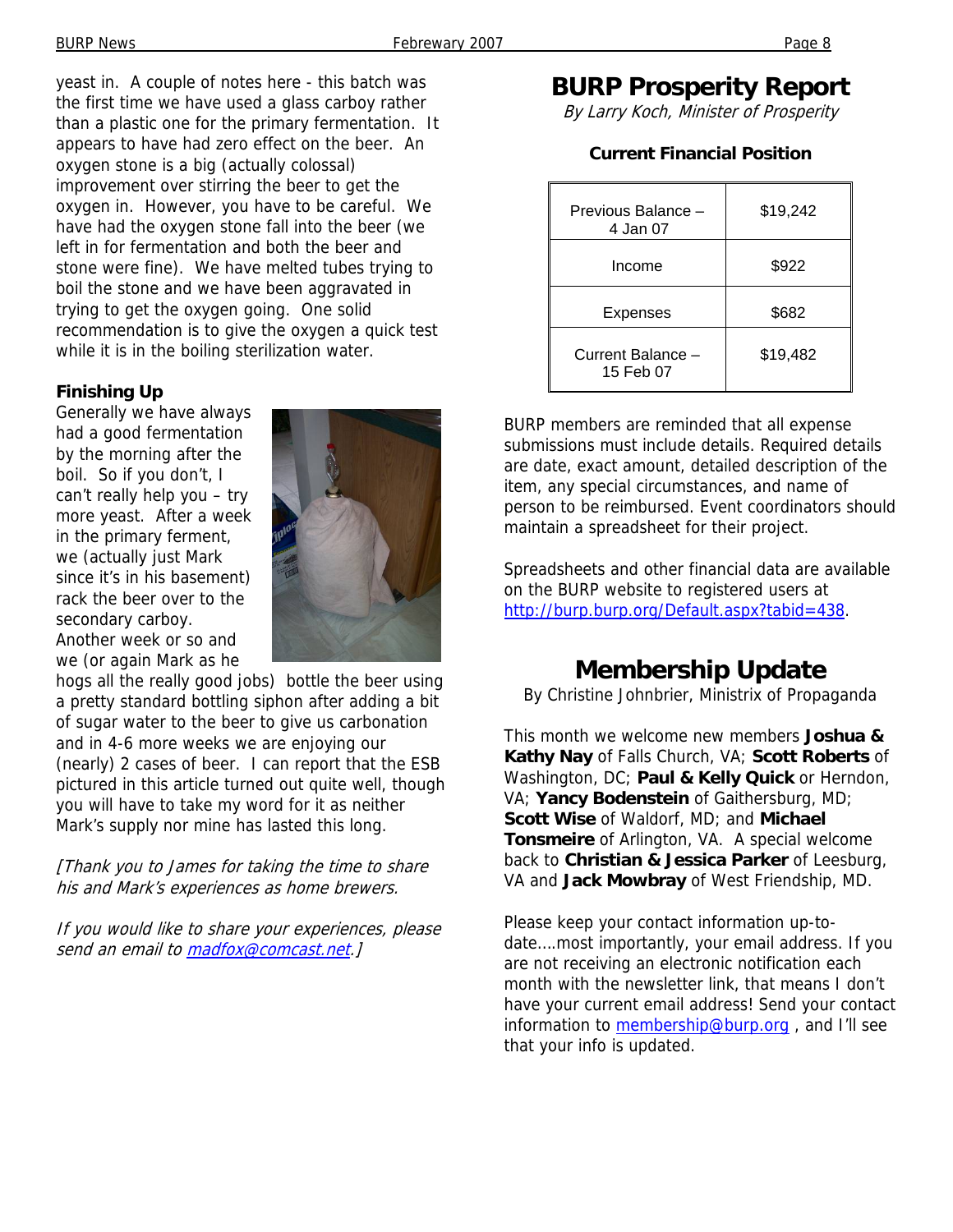yeast in. A couple of notes here - this batch was the first time we have used a glass carboy rather than a plastic one for the primary fermentation. It appears to have had zero effect on the beer. An oxygen stone is a big (actually colossal) improvement over stirring the beer to get the oxygen in. However, you have to be careful. We have had the oxygen stone fall into the beer (we left in for fermentation and both the beer and stone were fine). We have melted tubes trying to boil the stone and we have been aggravated in trying to get the oxygen going. One solid recommendation is to give the oxygen a quick test while it is in the boiling sterilization water.

### Finishing Up

Generally we have always had a good fermentation by the morning after the boil. So if you don't, I can't really help you – try more yeast. After a week in the primary ferment, we (actually just Mark since it's in his basement) rack the beer over to the secondary carboy. Another week or so and we (or again Mark as he hogs all the really good jobs) bottle the beer using a pretty standard bottling siphon after adding a bit of sugar water to the beer to give us carbonation and in 4-6 more weeks we are enjoying our (nearly) 2 cases of beer. I can report that the ESB pictured in this article turned out quite well, though you will have to take my word for it as neither Mark's supply nor mine has lasted this long.

*[Thank you to James for taking the time to share his and Mark's experiences as home brewers.*

*If you would like to share your experiences, please send an email to [madfox@comcast.net](mailto:madfox@comcast.net).]*

## BURP Prosperity Report

*By Larry Koch, Minister of Prosperity*

**Current Financial Position**

| | |
|---|---|
| Previous Balance – 4 Jan 07 | $19,242 |
| Income | $922 |
| Expenses | $682 |
| Current Balance – 15 Feb 07 | $19,482 |

BURP members are reminded that all expense submissions must include details. Required details are date, exact amount, detailed description of the item, any special circumstances, and name of person to be reimbursed. Event coordinators should maintain a spreadsheet for their project.

Spreadsheets and other financial data are available on the BURP website to registered users at [http://burp.burp.org/Default.aspx?tabid=438](http://burp.burp.org/Default.aspx?tabid=438).

## Membership Update

By Christine Johnbrier, Ministrix of Propaganda

This month we welcome new members **Joshua & Kathy Nay** of Falls Church, VA; **Scott Roberts** of Washington, DC; **Paul & Kelly Quick** or Herndon, VA; **Yancy Bodenstein** of Gaithersburg, MD; **Scott Wise** of Waldorf, MD; and **Michael Tonsmeire** of Arlington, VA. A special welcome back to **Christian & Jessica Parker** of Leesburg, VA and **Jack Mowbray** of West Friendship, MD.

Please keep your contact information up-to-date....most importantly, your email address. If you are not receiving an electronic notification each month with the newsletter link, that means I don't have your current email address! Send your contact information to [membership@burp.org](mailto:membership@burp.org) , and I'll see that your info is updated.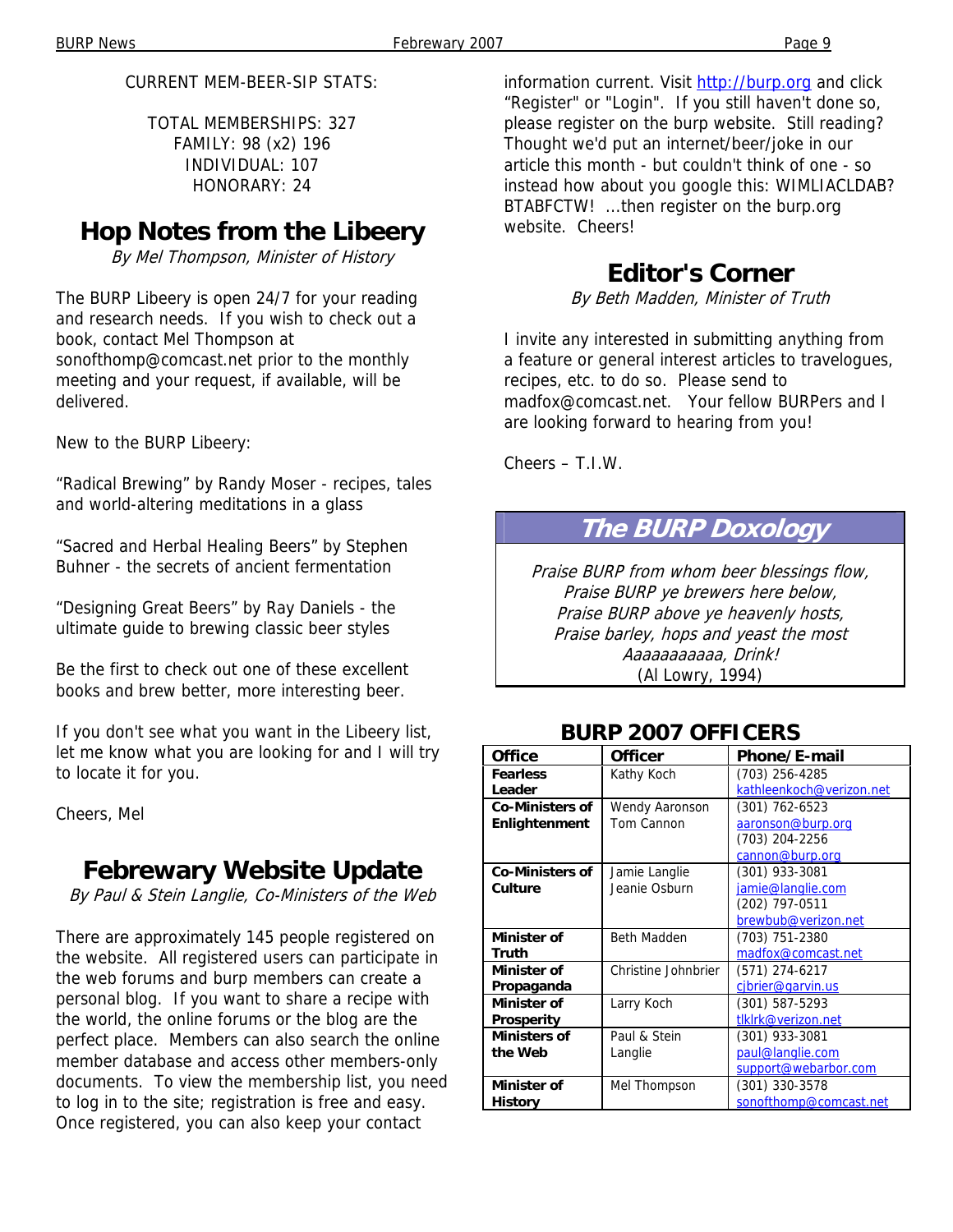CURRENT MEM-BEER-SIP STATS:

TOTAL MEMBERSHIPS: 327
FAMILY: 98 (x2) 196
INDIVIDUAL: 107
HONORARY: 24

## Hop Notes from the Libeery

*By Mel Thompson, Minister of History*

The BURP Libeery is open 24/7 for your reading and research needs. If you wish to check out a book, contact Mel Thompson at sonofthomp@comcast.net prior to the monthly meeting and your request, if available, will be delivered.

New to the BURP Libeery:

"Radical Brewing" by Randy Moser - recipes, tales and world-altering meditations in a glass

"Sacred and Herbal Healing Beers" by Stephen Buhner - the secrets of ancient fermentation

"Designing Great Beers" by Ray Daniels - the ultimate guide to brewing classic beer styles

Be the first to check out one of these excellent books and brew better, more interesting beer.

If you don't see what you want in the Libeery list, let me know what you are looking for and I will try to locate it for you.

Cheers, Mel

## Febrewary Website Update

*By Paul & Stein Langlie, Co-Ministers of the Web*

There are approximately 145 people registered on the website. All registered users can participate in the web forums and burp members can create a personal blog. If you want to share a recipe with the world, the online forums or the blog are the perfect place. Members can also search the online member database and access other members-only documents. To view the membership list, you need to log in to the site; registration is free and easy. Once registered, you can also keep your contact information current. Visit http://burp.org and click "Register" or "Login". If you still haven't done so, please register on the burp website. Still reading? Thought we'd put an internet/beer/joke in our article this month - but couldn't think of one - so instead how about you google this: WIMLIACLDAB? BTABFCTW! ...then register on the burp.org website. Cheers!

## Editor's Corner

*By Beth Madden, Minister of Truth*

I invite any interested in submitting anything from a feature or general interest articles to travelogues, recipes, etc. to do so. Please send to madfox@comcast.net. Your fellow BURPers and I are looking forward to hearing from you!

Cheers – T.I.W.

## The BURP Doxology

*Praise BURP from whom beer blessings flow,*
*Praise BURP ye brewers here below,*
*Praise BURP above ye heavenly hosts,*
*Praise barley, hops and yeast the most*
*Aaaaaaaaaaa, Drink!*
(Al Lowry, 1994)

## BURP 2007 OFFICERS

| Office | Officer | Phone/E-mail |
|---|---|---|
| **Fearless Leader** | Kathy Koch | (703) 256-4285<br>kathleenkoch@verizon.net |
| **Co-Ministers of Enlightenment** | Wendy Aaronson<br>Tom Cannon | (301) 762-6523<br>aaronson@burp.org<br>(703) 204-2256<br>cannon@burp.org |
| **Co-Ministers of Culture** | Jamie Langlie<br>Jeanie Osburn | (301) 933-3081<br>jamie@langlie.com<br>(202) 797-0511<br>brewbub@verizon.net |
| **Minister of Truth** | Beth Madden | (703) 751-2380<br>madfox@comcast.net |
| **Minister of Propaganda** | Christine Johnbrier | (571) 274-6217<br>cjbrier@garvin.us |
| **Minister of Prosperity** | Larry Koch | (301) 587-5293<br>tlklrk@verizon.net |
| **Ministers of the Web** | Paul & Stein Langlie | (301) 933-3081<br>paul@langlie.com<br>support@webarbor.com |
| **Minister of History** | Mel Thompson | (301) 330-3578<br>sonofthomp@comcast.net |